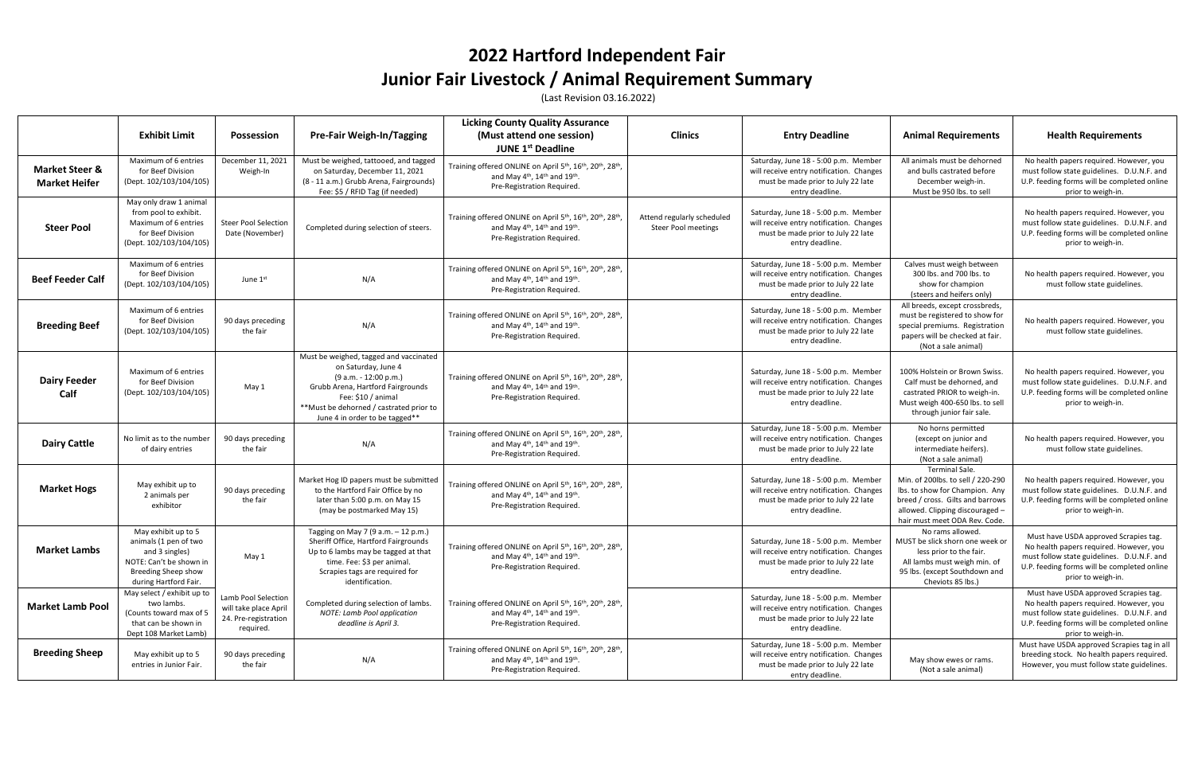# 2022 Hartford Independent Fair

# Junior Fair Livestock / Animal Requirement Summary

(Last Revision 03.16.2022)

| | Exhibit Limit | Possession | Pre-Fair Weigh-In/Tagging | Licking County Quality Assurance (Must attend one session) JUNE 1st Deadline | Clinics | Entry Deadline | Animal Requirements | Health Requirements |
|---|---|---|---|---|---|---|---|---|
| **Market Steer & Market Heifer** | Maximum of 6 entries for Beef Division (Dept. 102/103/104/105) | December 11, 2021 Weigh-In | Must be weighed, tattooed, and tagged on Saturday, December 11, 2021 (8 - 11 a.m.) Grubb Arena, Hartford Fairgrounds) Fee: $5 / RFID Tag (if needed) | Training offered ONLINE on April 5th, 16th, 20th, 28th, and May 4th, 14th and 19th. Pre-Registration Required. | | Saturday, June 18 - 5:00 p.m. Member will receive entry notification. Changes must be made prior to July 22 late entry deadline. | All animals must be dehorned and bulls castrated before December weigh-in. Must be 950 lbs. to sell | No health papers required. However, you must follow state guidelines. D.U.N.F. and U.P. feeding forms will be completed online prior to weigh-in. |
| **Steer Pool** | May only draw 1 animal from pool to exhibit. Maximum of 6 entries for Beef Division (Dept. 102/103/104/105) | Steer Pool Selection Date (November) | Completed during selection of steers. | Training offered ONLINE on April 5th, 16th, 20th, 28th, and May 4th, 14th and 19th. Pre-Registration Required. | Attend regularly scheduled Steer Pool meetings | Saturday, June 18 - 5:00 p.m. Member will receive entry notification. Changes must be made prior to July 22 late entry deadline. | | No health papers required. However, you must follow state guidelines. D.U.N.F. and U.P. feeding forms will be completed online prior to weigh-in. |
| **Beef Feeder Calf** | Maximum of 6 entries for Beef Division (Dept. 102/103/104/105) | June 1st | N/A | Training offered ONLINE on April 5th, 16th, 20th, 28th, and May 4th, 14th and 19th. Pre-Registration Required. | | Saturday, June 18 - 5:00 p.m. Member will receive entry notification. Changes must be made prior to July 22 late entry deadline. | Calves must weigh between 300 lbs. and 700 lbs. to show for champion (steers and heifers only) | No health papers required. However, you must follow state guidelines. |
| **Breeding Beef** | Maximum of 6 entries for Beef Division (Dept. 102/103/104/105) | 90 days preceding the fair | N/A | Training offered ONLINE on April 5th, 16th, 20th, 28th, and May 4th, 14th and 19th. Pre-Registration Required. | | Saturday, June 18 - 5:00 p.m. Member will receive entry notification. Changes must be made prior to July 22 late entry deadline. | All breeds, except crossbreds, must be registered to show for special premiums. Registration papers will be checked at fair. (Not a sale animal) | No health papers required. However, you must follow state guidelines. |
| **Dairy Feeder Calf** | Maximum of 6 entries for Beef Division (Dept. 102/103/104/105) | May 1 | Must be weighed, tagged and vaccinated on Saturday, June 4 (9 a.m. - 12:00 p.m.) Grubb Arena, Hartford Fairgrounds Fee: $10 / animal **Must be dehorned / castrated prior to June 4 in order to be tagged** | Training offered ONLINE on April 5th, 16th, 20th, 28th, and May 4th, 14th and 19th. Pre-Registration Required. | | Saturday, June 18 - 5:00 p.m. Member will receive entry notification. Changes must be made prior to July 22 late entry deadline. | 100% Holstein or Brown Swiss. Calf must be dehorned, and castrated PRIOR to weigh-in. Must weigh 400-650 lbs. to sell through junior fair sale. | No health papers required. However, you must follow state guidelines. D.U.N.F. and U.P. feeding forms will be completed online prior to weigh-in. |
| **Dairy Cattle** | No limit as to the number of dairy entries | 90 days preceding the fair | N/A | Training offered ONLINE on April 5th, 16th, 20th, 28th, and May 4th, 14th and 19th. Pre-Registration Required. | | Saturday, June 18 - 5:00 p.m. Member will receive entry notification. Changes must be made prior to July 22 late entry deadline. | No horns permitted (except on junior and intermediate heifers). (Not a sale animal) | No health papers required. However, you must follow state guidelines. |
| **Market Hogs** | May exhibit up to 2 animals per exhibitor | 90 days preceding the fair | Market Hog ID papers must be submitted to the Hartford Fair Office by no later than 5:00 p.m. on May 15 (may be postmarked May 15) | Training offered ONLINE on April 5th, 16th, 20th, 28th, and May 4th, 14th and 19th. Pre-Registration Required. | | Saturday, June 18 - 5:00 p.m. Member will receive entry notification. Changes must be made prior to July 22 late entry deadline. | Terminal Sale. Min. of 200lbs. to sell / 220-290 lbs. to show for Champion. Any breed / cross. Gilts and barrows allowed. Clipping discouraged – hair must meet ODA Rev. Code. | No health papers required. However, you must follow state guidelines. D.U.N.F. and U.P. feeding forms will be completed online prior to weigh-in. |
| **Market Lambs** | May exhibit up to 5 animals (1 pen of two and 3 singles) NOTE: Can't be shown in Breeding Sheep show during Hartford Fair. | May 1 | Tagging on May 7 (9 a.m. – 12 p.m.) Sheriff Office, Hartford Fairgrounds Up to 6 lambs may be tagged at that time. Fee: $3 per animal. Scrapies tags are required for identification. | Training offered ONLINE on April 5th, 16th, 20th, 28th, and May 4th, 14th and 19th. Pre-Registration Required. | | Saturday, June 18 - 5:00 p.m. Member will receive entry notification. Changes must be made prior to July 22 late entry deadline. | No rams allowed. MUST be slick shorn one week or less prior to the fair. All lambs must weigh min. of 95 lbs. (except Southdown and Cheviots 85 lbs.) | Must have USDA approved Scrapies tag. No health papers required. However, you must follow state guidelines. D.U.N.F. and U.P. feeding forms will be completed online prior to weigh-in. |
| **Market Lamb Pool** | May select / exhibit up to two lambs. (Counts toward max of 5 that can be shown in Dept 108 Market Lamb) | Lamb Pool Selection will take place April 24. Pre-registration required. | Completed during selection of lambs. *NOTE: Lamb Pool application deadline is April 3.* | Training offered ONLINE on April 5th, 16th, 20th, 28th, and May 4th, 14th and 19th. Pre-Registration Required. | | Saturday, June 18 - 5:00 p.m. Member will receive entry notification. Changes must be made prior to July 22 late entry deadline. | | Must have USDA approved Scrapies tag. No health papers required. However, you must follow state guidelines. D.U.N.F. and U.P. feeding forms will be completed online prior to weigh-in. |
| **Breeding Sheep** | May exhibit up to 5 entries in Junior Fair. | 90 days preceding the fair | N/A | Training offered ONLINE on April 5th, 16th, 20th, 28th, and May 4th, 14th and 19th. Pre-Registration Required. | | Saturday, June 18 - 5:00 p.m. Member will receive entry notification. Changes must be made prior to July 22 late entry deadline. | May show ewes or rams. (Not a sale animal) | Must have USDA approved Scrapies tag in all breeding stock. No health papers required. However, you must follow state guidelines. |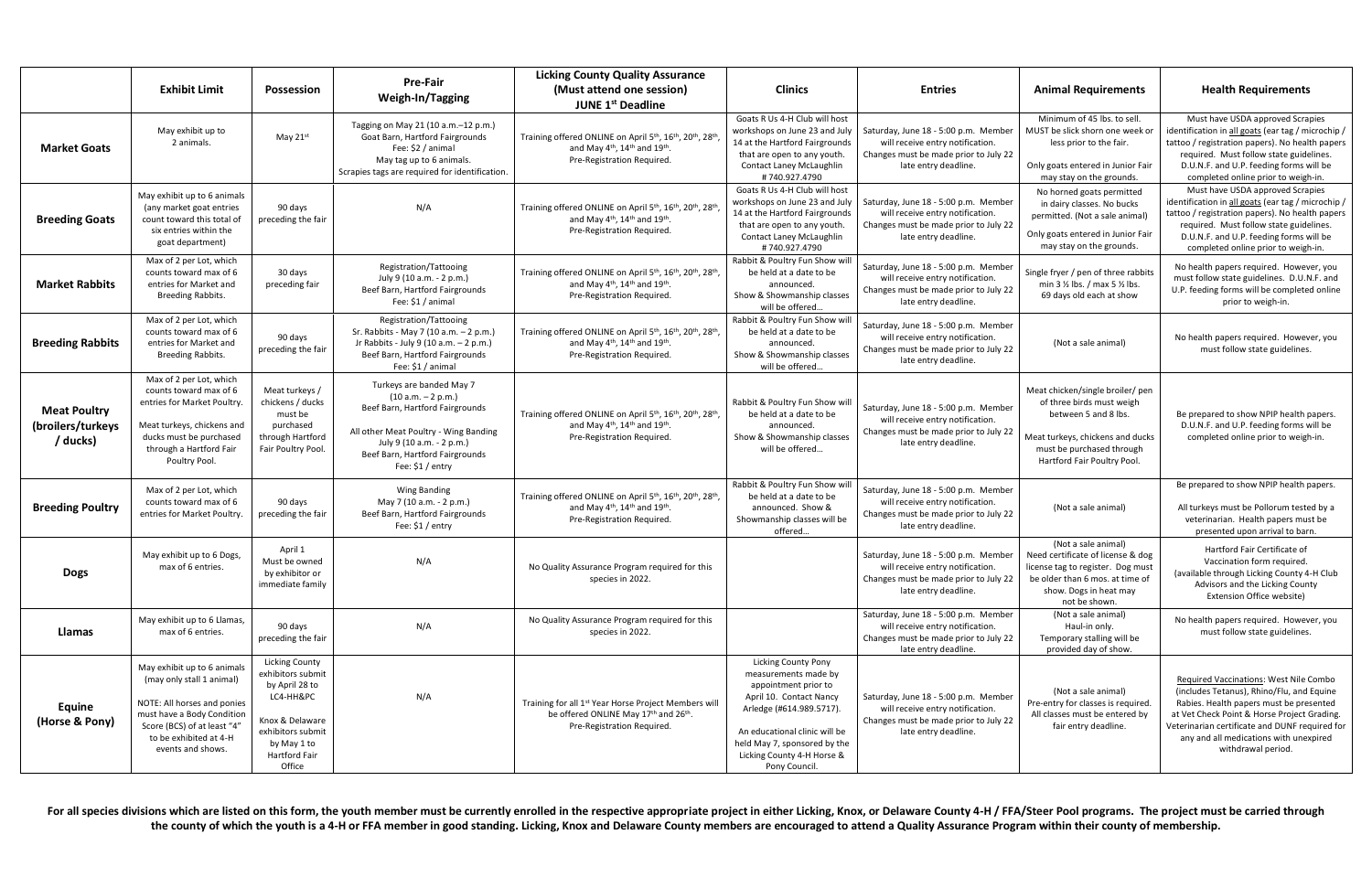| | Exhibit Limit | Possession | Pre-Fair Weigh-In/Tagging | Licking County Quality Assurance (Must attend one session) JUNE 1st Deadline | Clinics | Entries | Animal Requirements | Health Requirements |
|---|---|---|---|---|---|---|---|---|
| **Market Goats** | May exhibit up to 2 animals. | May 21st | Tagging on May 21 (10 a.m.–12 p.m.) Goat Barn, Hartford Fairgrounds Fee: $2 / animal May tag up to 6 animals. Scrapies tags are required for identification. | Training offered ONLINE on April 5th, 16th, 20th, 28th, and May 4th, 14th and 19th. Pre-Registration Required. | Goats R Us 4-H Club will host workshops on June 23 and July 14 at the Hartford Fairgrounds that are open to any youth. Contact Laney McLaughlin # 740.927.4790 | Saturday, June 18 - 5:00 p.m. Member will receive entry notification. Changes must be made prior to July 22 late entry deadline. | Minimum of 45 lbs. to sell. MUST be slick shorn one week or less prior to the fair. Only goats entered in Junior Fair may stay on the grounds. | Must have USDA approved Scrapies identification in all goats (ear tag / microchip / tattoo / registration papers). No health papers required. Must follow state guidelines. D.U.N.F. and U.P. feeding forms will be completed online prior to weigh-in. |
| **Breeding Goats** | May exhibit up to 6 animals (any market goat entries count toward this total of six entries within the goat department) | 90 days preceding the fair | N/A | Training offered ONLINE on April 5th, 16th, 20th, 28th, and May 4th, 14th and 19th. Pre-Registration Required. | Goats R Us 4-H Club will host workshops on June 23 and July 14 at the Hartford Fairgrounds that are open to any youth. Contact Laney McLaughlin # 740.927.4790 | Saturday, June 18 - 5:00 p.m. Member will receive entry notification. Changes must be made prior to July 22 late entry deadline. | No horned goats permitted in dairy classes. No bucks permitted. (Not a sale animal) Only goats entered in Junior Fair may stay on the grounds. | Must have USDA approved Scrapies identification in all goats (ear tag / microchip / tattoo / registration papers). No health papers required. Must follow state guidelines. D.U.N.F. and U.P. feeding forms will be completed online prior to weigh-in. |
| **Market Rabbits** | Max of 2 per Lot, which counts toward max of 6 entries for Market and Breeding Rabbits. | 30 days preceding fair | Registration/Tattooing July 9 (10 a.m. - 2 p.m.) Beef Barn, Hartford Fairgrounds Fee: $1 / animal | Training offered ONLINE on April 5th, 16th, 20th, 28th, and May 4th, 14th and 19th. Pre-Registration Required. | Rabbit & Poultry Fun Show will be held at a date to be announced. Show & Showmanship classes will be offered… | Saturday, June 18 - 5:00 p.m. Member will receive entry notification. Changes must be made prior to July 22 late entry deadline. | Single fryer / pen of three rabbits min 3 ½ lbs. / max 5 ½ lbs. 69 days old each at show | No health papers required. However, you must follow state guidelines. D.U.N.F. and U.P. feeding forms will be completed online prior to weigh-in. |
| **Breeding Rabbits** | Max of 2 per Lot, which counts toward max of 6 entries for Market and Breeding Rabbits. | 90 days preceding the fair | Registration/Tattooing Sr. Rabbits - May 7 (10 a.m. – 2 p.m.) Jr Rabbits - July 9 (10 a.m. – 2 p.m.) Beef Barn, Hartford Fairgrounds Fee: $1 / animal | Training offered ONLINE on April 5th, 16th, 20th, 28th, and May 4th, 14th and 19th. Pre-Registration Required. | Rabbit & Poultry Fun Show will be held at a date to be announced. Show & Showmanship classes will be offered… | Saturday, June 18 - 5:00 p.m. Member will receive entry notification. Changes must be made prior to July 22 late entry deadline. | (Not a sale animal) | No health papers required. However, you must follow state guidelines. |
| **Meat Poultry (broilers/turkeys / ducks)** | Max of 2 per Lot, which counts toward max of 6 entries for Market Poultry. Meat turkeys, chickens and ducks must be purchased through a Hartford Fair Poultry Pool. | Meat turkeys / chickens / ducks must be purchased through Hartford Fair Poultry Pool. | Turkeys are banded May 7 (10 a.m. – 2 p.m.) Beef Barn, Hartford Fairgrounds All other Meat Poultry - Wing Banding July 9 (10 a.m. - 2 p.m.) Beef Barn, Hartford Fairgrounds Fee: $1 / entry | Training offered ONLINE on April 5th, 16th, 20th, 28th, and May 4th, 14th and 19th. Pre-Registration Required. | Rabbit & Poultry Fun Show will be held at a date to be announced. Show & Showmanship classes will be offered… | Saturday, June 18 - 5:00 p.m. Member will receive entry notification. Changes must be made prior to July 22 late entry deadline. | Meat chicken/single broiler/ pen of three birds must weigh between 5 and 8 lbs. Meat turkeys, chickens and ducks must be purchased through Hartford Fair Poultry Pool. | Be prepared to show NPIP health papers. D.U.N.F. and U.P. feeding forms will be completed online prior to weigh-in. |
| **Breeding Poultry** | Max of 2 per Lot, which counts toward max of 6 entries for Market Poultry. | 90 days preceding the fair | Wing Banding May 7 (10 a.m. - 2 p.m.) Beef Barn, Hartford Fairgrounds Fee: $1 / entry | Training offered ONLINE on April 5th, 16th, 20th, 28th, and May 4th, 14th and 19th. Pre-Registration Required. | Rabbit & Poultry Fun Show will be held at a date to be announced. Show & Showmanship classes will be offered… | Saturday, June 18 - 5:00 p.m. Member will receive entry notification. Changes must be made prior to July 22 late entry deadline. | (Not a sale animal) | Be prepared to show NPIP health papers. All turkeys must be Pollorum tested by a veterinarian. Health papers must be presented upon arrival to barn. |
| **Dogs** | May exhibit up to 6 Dogs, max of 6 entries. | April 1 Must be owned by exhibitor or immediate family | N/A | No Quality Assurance Program required for this species in 2022. | | Saturday, June 18 - 5:00 p.m. Member will receive entry notification. Changes must be made prior to July 22 late entry deadline. | (Not a sale animal) Need certificate of license & dog license tag to register. Dog must be older than 6 mos. at time of show. Dogs in heat may not be shown. | Hartford Fair Certificate of Vaccination form required. (available through Licking County 4-H Club Advisors and the Licking County Extension Office website) |
| **Llamas** | May exhibit up to 6 Llamas, max of 6 entries. | 90 days preceding the fair | N/A | No Quality Assurance Program required for this species in 2022. | | Saturday, June 18 - 5:00 p.m. Member will receive entry notification. Changes must be made prior to July 22 late entry deadline. | (Not a sale animal) Haul-in only. Temporary stalling will be provided day of show. | No health papers required. However, you must follow state guidelines. |
| **Equine (Horse & Pony)** | May exhibit up to 6 animals (may only stall 1 animal) NOTE: All horses and ponies must have a Body Condition Score (BCS) of at least "4" to be exhibited at 4-H events and shows. | Licking County exhibitors submit by April 28 to LC4-HH&PC Knox & Delaware exhibitors submit by May 1 to Hartford Fair Office | N/A | Training for all 1st Year Horse Project Members will be offered ONLINE May 17th and 26th. Pre-Registration Required. | Licking County Pony measurements made by appointment prior to April 10. Contact Nancy Arledge (#614.989.5717). An educational clinic will be held May 7, sponsored by the Licking County 4-H Horse & Pony Council. | Saturday, June 18 - 5:00 p.m. Member will receive entry notification. Changes must be made prior to July 22 late entry deadline. | (Not a sale animal) Pre-entry for classes is required. All classes must be entered by fair entry deadline. | Required Vaccinations: West Nile Combo (includes Tetanus), Rhino/Flu, and Equine Rabies. Health papers must be presented at Vet Check Point & Horse Project Grading. Veterinarian certificate and DUNF required for any and all medications with unexpired withdrawal period. |

**For all species divisions which are listed on this form, the youth member must be currently enrolled in the respective appropriate project in either Licking, Knox, or Delaware County 4-H / FFA/Steer Pool programs. The project must be carried through the county of which the youth is a 4-H or FFA member in good standing. Licking, Knox and Delaware County members are encouraged to attend a Quality Assurance Program within their county of membership.**